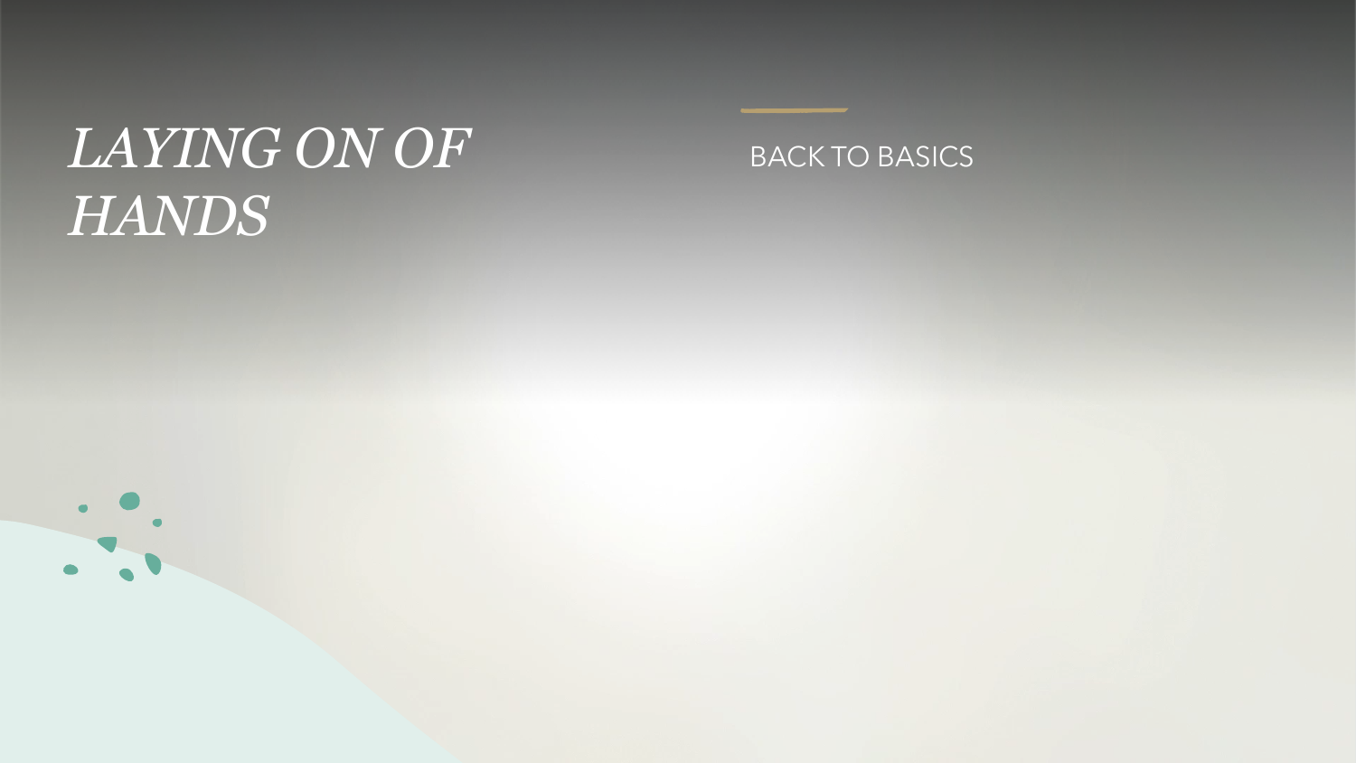# *LAYING ON OF HANDS*

BACK TO BASICS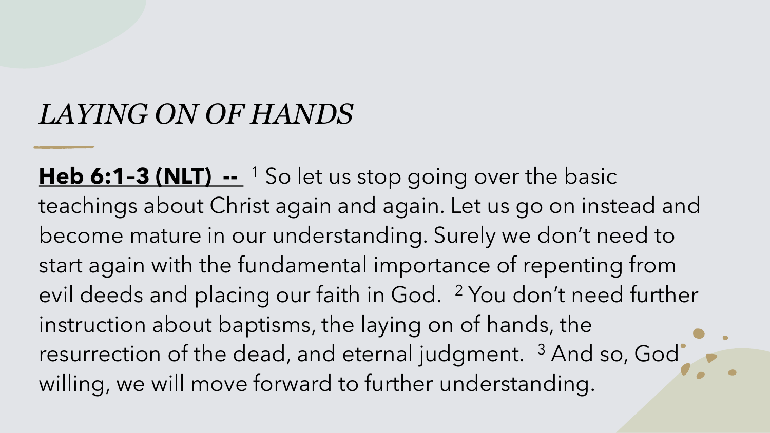# *LAYING ON OF HANDS*

**Heb 6:1–3 (NLT) --** [1] So let us stop going over the basic teachings about Christ again and again. Let us go on instead and become mature in our understanding. Surely we don't need to start again with the fundamental importance of repenting from evil deeds and placing our faith in God. [2] You don't need further instruction about baptisms, the laying on of hands, the resurrection of the dead, and eternal judgment. [3] And so, God willing, we will move forward to further understanding.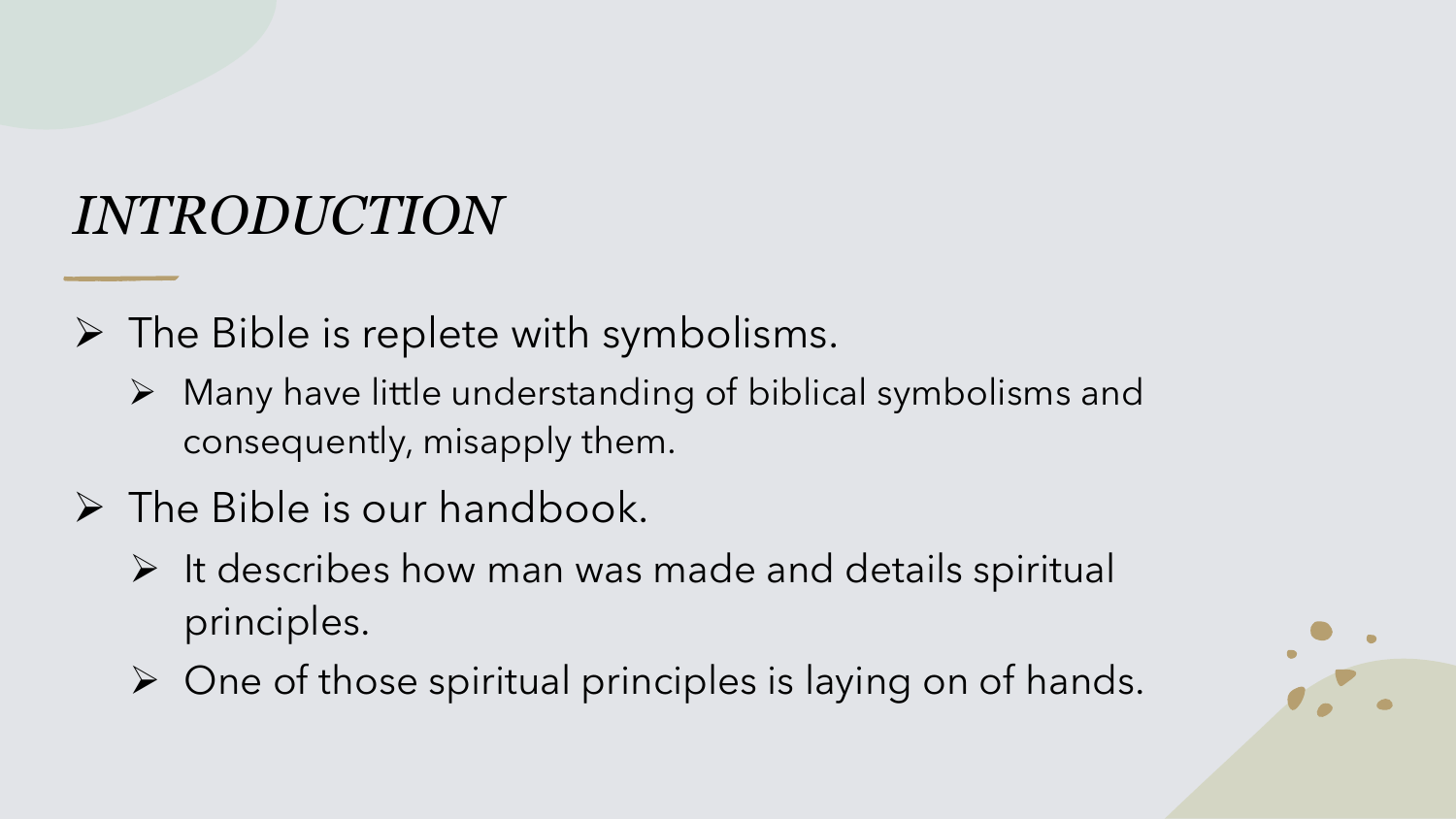# *INTRODUCTION*

- The Bible is replete with symbolisms.
  - Many have little understanding of biblical symbolisms and consequently, misapply them.
- The Bible is our handbook.
  - It describes how man was made and details spiritual principles.
  - One of those spiritual principles is laying on of hands.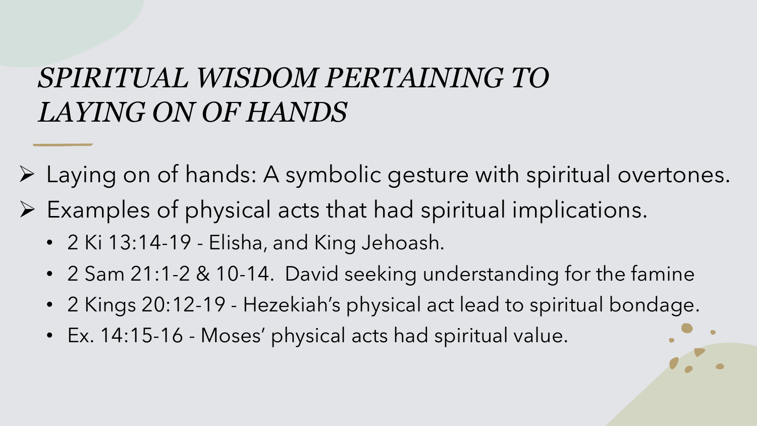# *SPIRITUAL WISDOM PERTAINING TO LAYING ON OF HANDS*

- Laying on of hands: A symbolic gesture with spiritual overtones.
- Examples of physical acts that had spiritual implications.
  - 2 Ki 13:14-19 - Elisha, and King Jehoash.
  - 2 Sam 21:1-2 & 10-14. David seeking understanding for the famine
  - 2 Kings 20:12-19 - Hezekiah's physical act lead to spiritual bondage.
  - Ex. 14:15-16 - Moses' physical acts had spiritual value.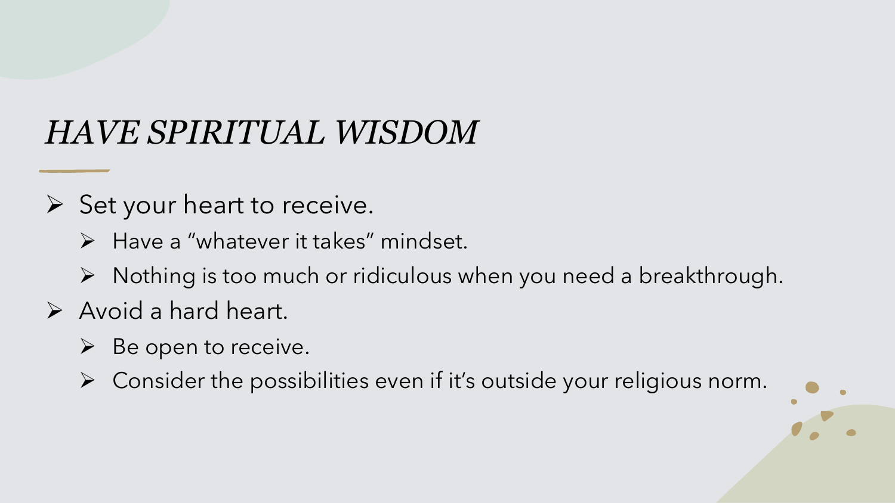# *HAVE SPIRITUAL WISDOM*

- Set your heart to receive.
  - Have a "whatever it takes" mindset.
  - Nothing is too much or ridiculous when you need a breakthrough.
- Avoid a hard heart.
  - Be open to receive.
  - Consider the possibilities even if it's outside your religious norm.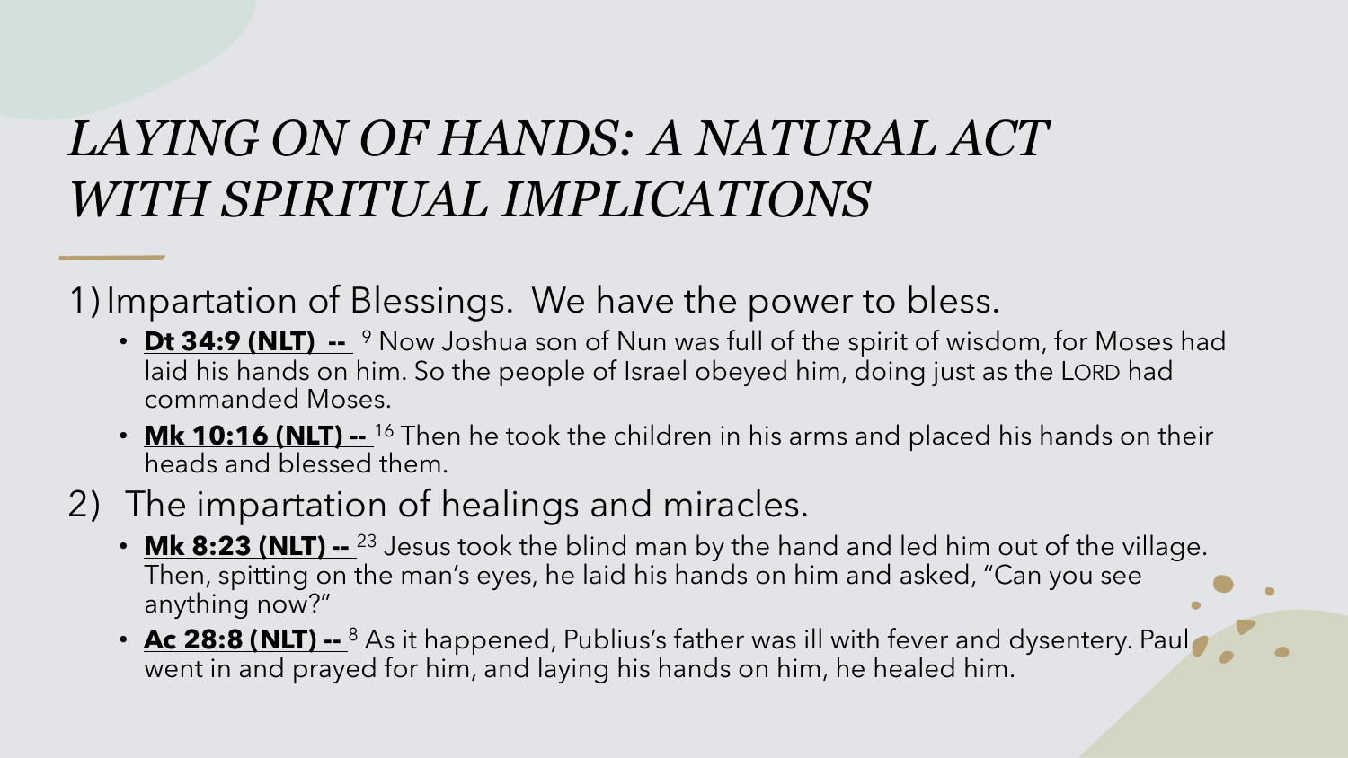# *LAYING ON OF HANDS: A NATURAL ACT WITH SPIRITUAL IMPLICATIONS*

1) Impartation of Blessings. We have the power to bless.
   - **Dt 34:9 (NLT) --** [9] Now Joshua son of Nun was full of the spirit of wisdom, for Moses had laid his hands on him. So the people of Israel obeyed him, doing just as the LORD had commanded Moses.
   - **Mk 10:16 (NLT) --** [16] Then he took the children in his arms and placed his hands on their heads and blessed them.
2) The impartation of healings and miracles.
   - **Mk 8:23 (NLT) --** [23] Jesus took the blind man by the hand and led him out of the village. Then, spitting on the man's eyes, he laid his hands on him and asked, "Can you see anything now?"
   - **Ac 28:8 (NLT) --** [8] As it happened, Publius's father was ill with fever and dysentery. Paul went in and prayed for him, and laying his hands on him, he healed him.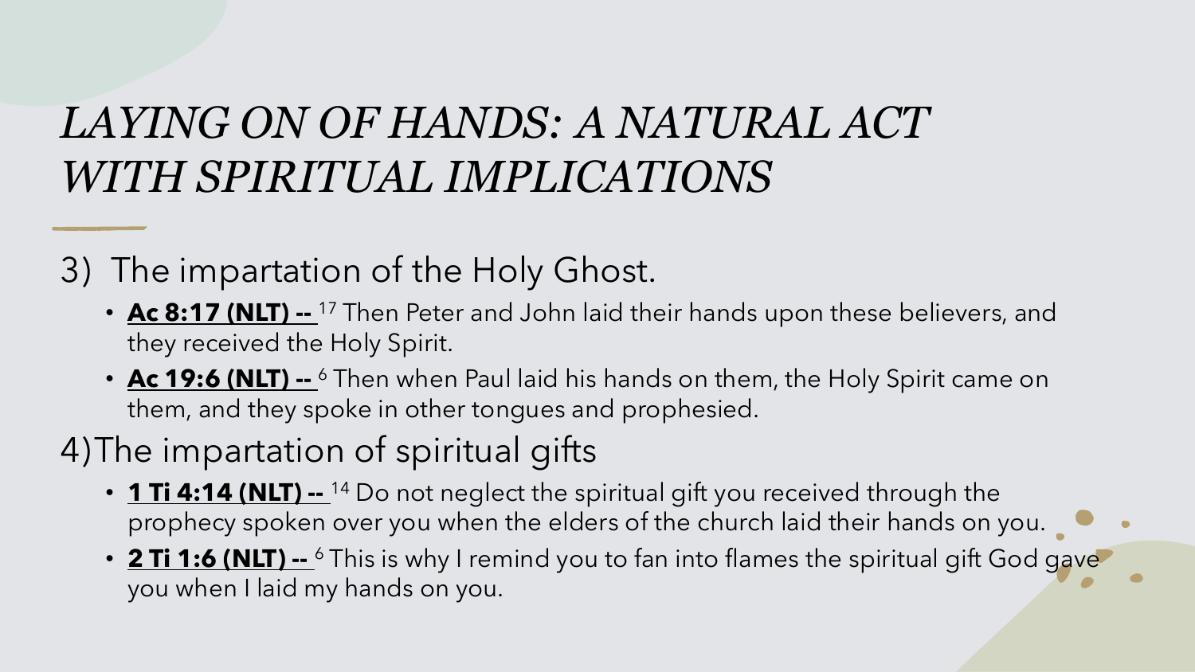# *LAYING ON OF HANDS: A NATURAL ACT WITH SPIRITUAL IMPLICATIONS*

3) The impartation of the Holy Ghost.
   - **Ac 8:17 (NLT) --** [17] Then Peter and John laid their hands upon these believers, and they received the Holy Spirit.
   - **Ac 19:6 (NLT) --** [6] Then when Paul laid his hands on them, the Holy Spirit came on them, and they spoke in other tongues and prophesied.

4) The impartation of spiritual gifts
   - **1 Ti 4:14 (NLT) --** [14] Do not neglect the spiritual gift you received through the prophecy spoken over you when the elders of the church laid their hands on you.
   - **2 Ti 1:6 (NLT) --** [6] This is why I remind you to fan into flames the spiritual gift God gave you when I laid my hands on you.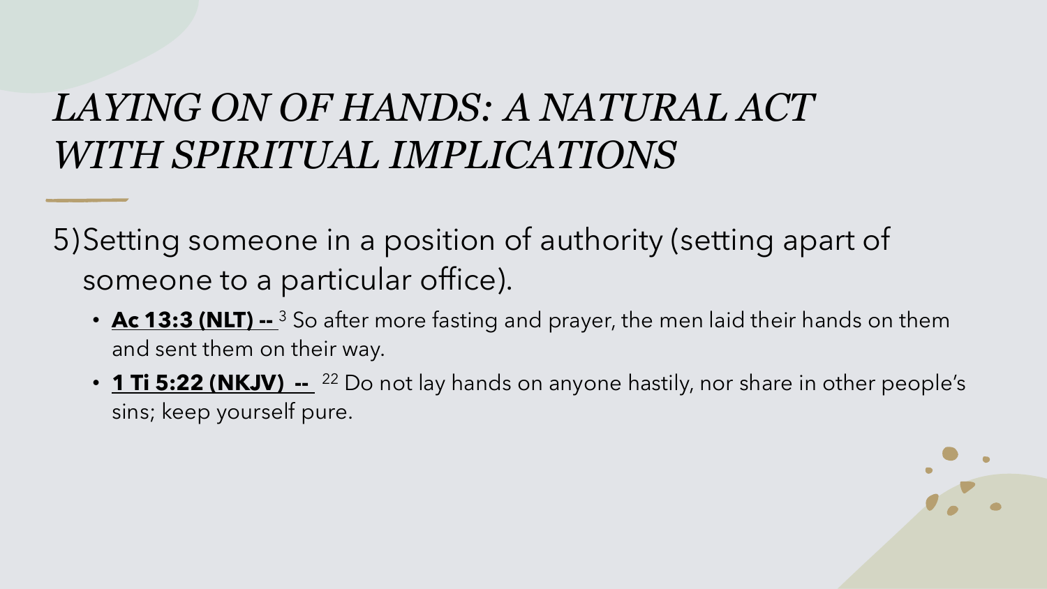# *LAYING ON OF HANDS: A NATURAL ACT WITH SPIRITUAL IMPLICATIONS*

5) Setting someone in a position of authority (setting apart of someone to a particular office).

- **Ac 13:3 (NLT) --** [3] So after more fasting and prayer, the men laid their hands on them and sent them on their way.
- **1 Ti 5:22 (NKJV) --** [22] Do not lay hands on anyone hastily, nor share in other people's sins; keep yourself pure.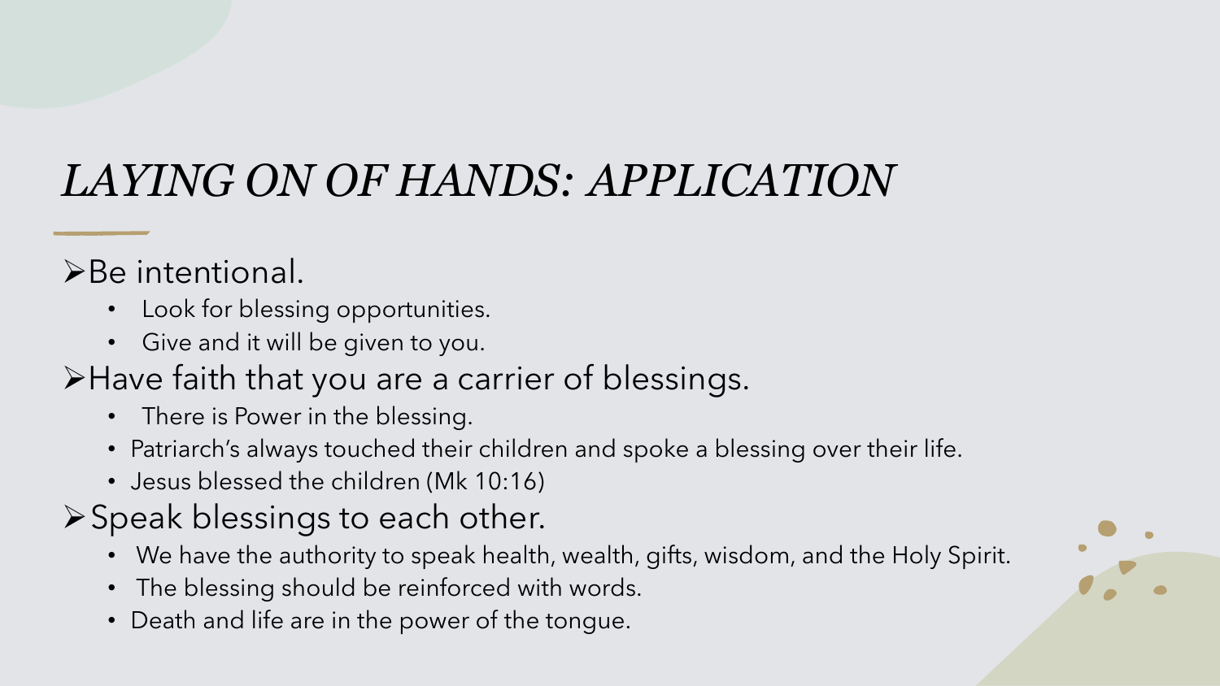# *LAYING ON OF HANDS: APPLICATION*

- Be intentional.
  - Look for blessing opportunities.
  - Give and it will be given to you.
- Have faith that you are a carrier of blessings.
  - There is Power in the blessing.
  - Patriarch's always touched their children and spoke a blessing over their life.
  - Jesus blessed the children (Mk 10:16)
- Speak blessings to each other.
  - We have the authority to speak health, wealth, gifts, wisdom, and the Holy Spirit.
  - The blessing should be reinforced with words.
  - Death and life are in the power of the tongue.